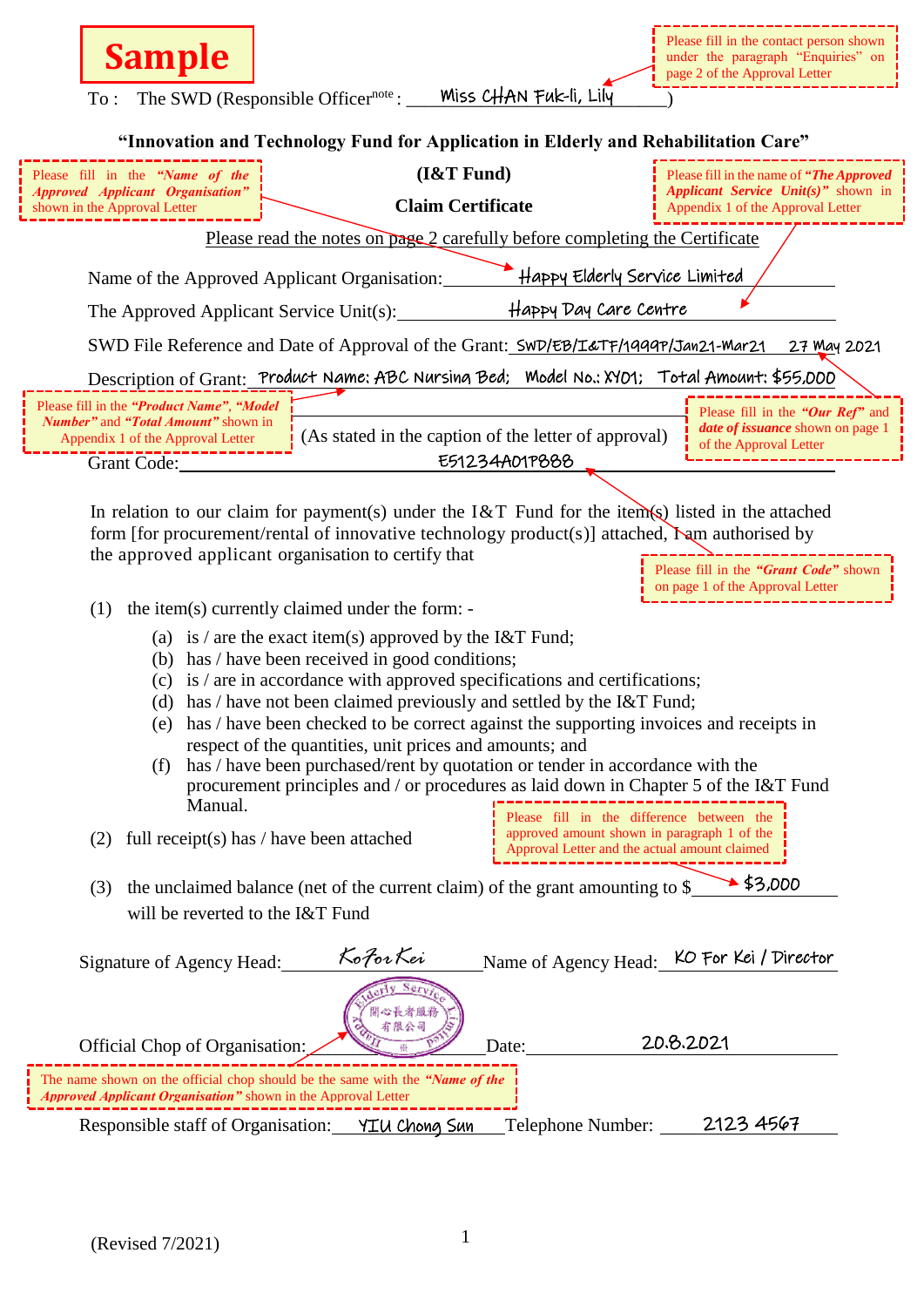**Sample**

> Please fill in the contact person shown under the paragraph "Enquiries" on page 2 of the Approval Letter

To : The SWD (Responsible Officer[note] : Miss CHAN Fuk-li, Lily )

**"Innovation and Technology Fund for Application in Elderly and Rehabilitation Care"**

**(I&T Fund)**

**Claim Certificate**

> Please fill in the ***"Name of the Approved Applicant Organisation"*** shown in the Approval Letter

> Please fill in the name of ***"The Approved Applicant Service Unit(s)"*** shown in Appendix 1 of the Approval Letter

Please read the notes on page 2 carefully before completing the Certificate

Name of the Approved Applicant Organisation: Happy Elderly Service Limited

The Approved Applicant Service Unit(s): Happy Day Care Centre

SWD File Reference and Date of Approval of the Grant: SWD/EB/I&TF/1999P/Jan21-Mar21 27 May 2021

Description of Grant: Product Name: ABC Nursing Bed; Model No.: XY01; Total Amount: $55,000

> Please fill in the ***"Product Name"***, ***"Model Number"*** and ***"Total Amount"*** shown in Appendix 1 of the Approval Letter

> Please fill in the ***"Our Ref"*** and ***date of issuance*** shown on page 1 of the Approval Letter

(As stated in the caption of the letter of approval)

Grant Code: E51234A01P888

In relation to our claim for payment(s) under the I&T Fund for the item(s) listed in the attached form [for procurement/rental of innovative technology product(s)] attached, I am authorised by the approved applicant organisation to certify that

> Please fill in the ***"Grant Code"*** shown on page 1 of the Approval Letter

(1) the item(s) currently claimed under the form: -

- (a) is / are the exact item(s) approved by the I&T Fund;
- (b) has / have been received in good conditions;
- (c) is / are in accordance with approved specifications and certifications;
- (d) has / have not been claimed previously and settled by the I&T Fund;
- (e) has / have been checked to be correct against the supporting invoices and receipts in respect of the quantities, unit prices and amounts; and
- (f) has / have been purchased/rent by quotation or tender in accordance with the procurement principles and / or procedures as laid down in Chapter 5 of the I&T Fund Manual.

(2) full receipt(s) has / have been attached

> Please fill in the difference between the approved amount shown in paragraph 1 of the Approval Letter and the actual amount claimed

(3) the unclaimed balance (net of the current claim) of the grant amounting to $ $3,000 will be reverted to the I&T Fund

Signature of Agency Head: KoForKei Name of Agency Head: KO For Kei / Director

Official Chop of Organisation: [Chop: Happy Elderly Service Limited 開心長者服務有限公司] Date: 20.8.2021

> The name shown on the official chop should be the same with the ***"Name of the Approved Applicant Organisation"*** shown in the Approval Letter

Responsible staff of Organisation: YIU Chong Sun Telephone Number: 2123 4567

(Revised 7/2021)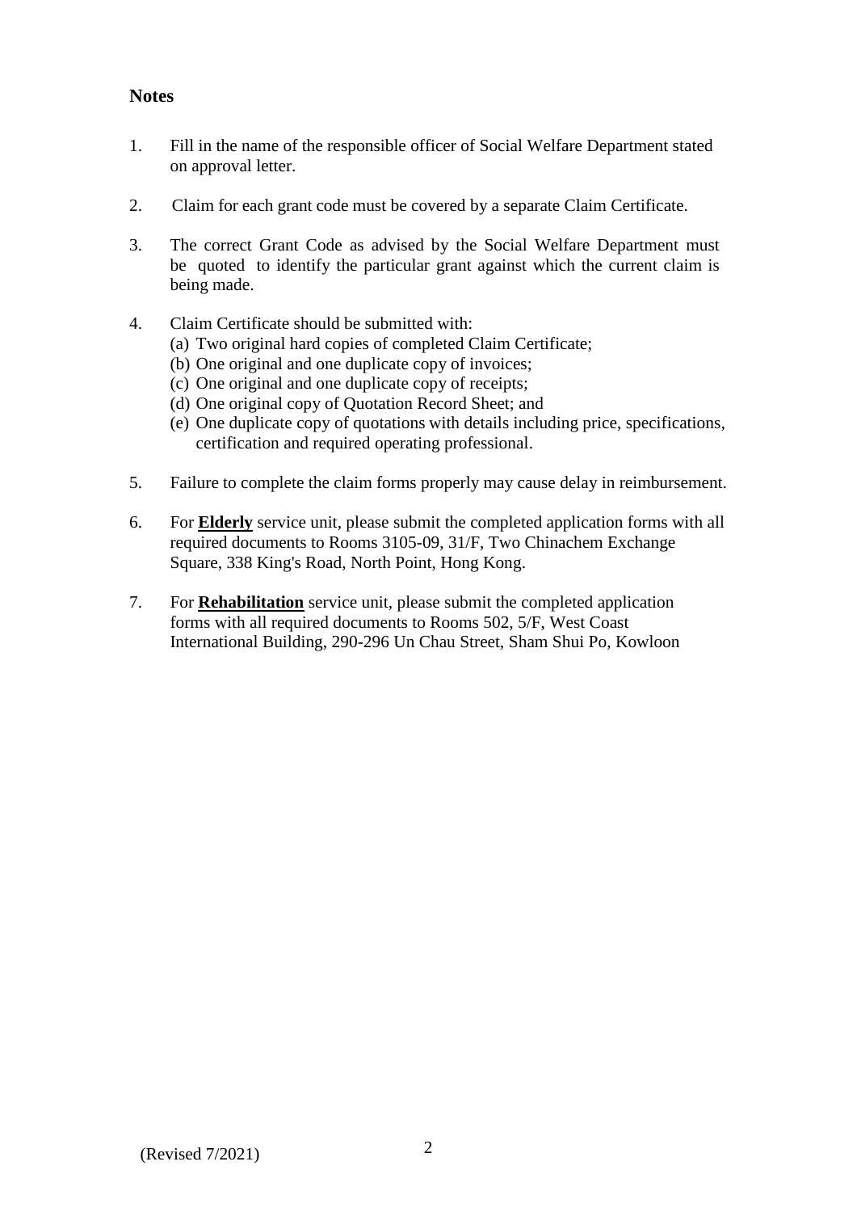## Notes

1. Fill in the name of the responsible officer of Social Welfare Department stated on approval letter.

2. Claim for each grant code must be covered by a separate Claim Certificate.

3. The correct Grant Code as advised by the Social Welfare Department must be quoted to identify the particular grant against which the current claim is being made.

4. Claim Certificate should be submitted with:
   (a) Two original hard copies of completed Claim Certificate;
   (b) One original and one duplicate copy of invoices;
   (c) One original and one duplicate copy of receipts;
   (d) One original copy of Quotation Record Sheet; and
   (e) One duplicate copy of quotations with details including price, specifications, certification and required operating professional.

5. Failure to complete the claim forms properly may cause delay in reimbursement.

6. For **Elderly** service unit, please submit the completed application forms with all required documents to Rooms 3105-09, 31/F, Two Chinachem Exchange Square, 338 King's Road, North Point, Hong Kong.

7. For **Rehabilitation** service unit, please submit the completed application forms with all required documents to Rooms 502, 5/F, West Coast International Building, 290-296 Un Chau Street, Sham Shui Po, Kowloon

(Revised 7/2021)